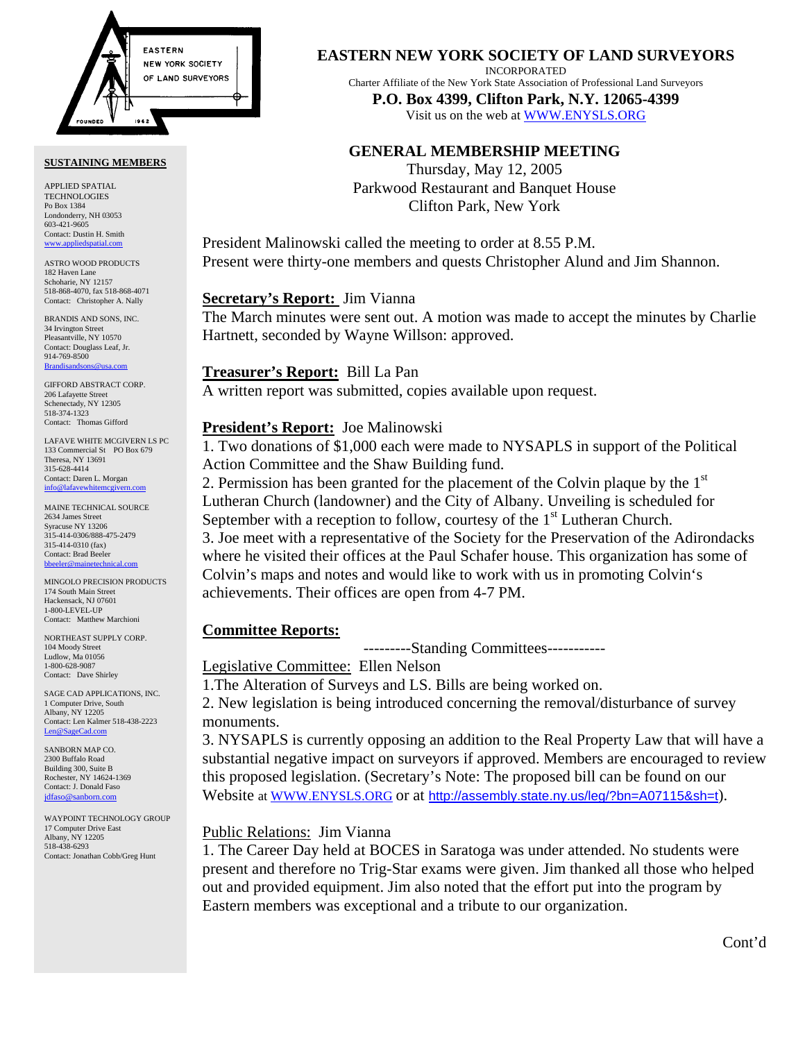EASTERN NEW YORK SOCIETY OF LAND SURVEYORS

FOUNDED 1962

# EASTERN NEW YORK SOCIETY OF LAND SURVEYORS

INCORPORATED

Charter Affiliate of the New York State Association of Professional Land Surveyors

**P.O. Box 4399, Clifton Park, N.Y. 12065-4399**

Visit us on the web at WWW.ENYSLS.ORG

**SUSTAINING MEMBERS**

APPLIED SPATIAL TECHNOLOGIES
Po Box 1384
Londonderry, NH 03053
603-421-9605
Contact: Dustin H. Smith
www.appliedspatial.com

ASTRO WOOD PRODUCTS
182 Haven Lane
Schoharie, NY 12157
518-868-4070, fax 518-868-4071
Contact: Christopher A. Nally

BRANDIS AND SONS, INC.
34 Irvington Street
Pleasantville, NY 10570
Contact: Douglass Leaf, Jr.
914-769-8500
Brandisandsons@usa.com

GIFFORD ABSTRACT CORP.
206 Lafayette Street
Schenectady, NY 12305
518-374-1323
Contact: Thomas Gifford

LAFAVE WHITE MCGIVERN LS PC
133 Commercial St PO Box 679
Theresa, NY 13691
315-628-4414
Contact: Daren L. Morgan
info@lafavewhitemcgivern.com

MAINE TECHNICAL SOURCE
2634 James Street
Syracuse NY 13206
315-414-0306/888-475-2479
315-414-0310 (fax)
Contact: Brad Beeler
bbeeler@mainetechnical.com

MINGOLO PRECISION PRODUCTS
174 South Main Street
Hackensack, NJ 07601
1-800-LEVEL-UP
Contact: Matthew Marchioni

NORTHEAST SUPPLY CORP.
104 Moody Street
Ludlow, Ma 01056
1-800-628-9087
Contact: Dave Shirley

SAGE CAD APPLICATIONS, INC.
1 Computer Drive, South
Albany, NY 12205
Contact: Len Kalmer 518-438-2223
Len@SageCad.com

SANBORN MAP CO.
2300 Buffalo Road
Building 300, Suite B
Rochester, NY 14624-1369
Contact: J. Donald Faso
jdfaso@sanborn.com

WAYPOINT TECHNOLOGY GROUP
17 Computer Drive East
Albany, NY 12205
518-438-6293
Contact: Jonathan Cobb/Greg Hunt

## GENERAL MEMBERSHIP MEETING

Thursday, May 12, 2005
Parkwood Restaurant and Banquet House
Clifton Park, New York

President Malinowski called the meeting to order at 8.55 P.M.
Present were thirty-one members and quests Christopher Alund and Jim Shannon.

**Secretary's Report:** Jim Vianna
The March minutes were sent out. A motion was made to accept the minutes by Charlie Hartnett, seconded by Wayne Willson: approved.

**Treasurer's Report:** Bill La Pan
A written report was submitted, copies available upon request.

**President's Report:** Joe Malinowski
1. Two donations of $1,000 each were made to NYSAPLS in support of the Political Action Committee and the Shaw Building fund.
2. Permission has been granted for the placement of the Colvin plaque by the 1st Lutheran Church (landowner) and the City of Albany. Unveiling is scheduled for September with a reception to follow, courtesy of the 1st Lutheran Church.
3. Joe meet with a representative of the Society for the Preservation of the Adirondacks where he visited their offices at the Paul Schafer house. This organization has some of Colvin's maps and notes and would like to work with us in promoting Colvin's achievements. Their offices are open from 4-7 PM.

**Committee Reports:**

---------Standing Committees-----------

Legislative Committee: Ellen Nelson
1.The Alteration of Surveys and LS. Bills are being worked on.
2. New legislation is being introduced concerning the removal/disturbance of survey monuments.
3. NYSAPLS is currently opposing an addition to the Real Property Law that will have a substantial negative impact on surveyors if approved. Members are encouraged to review this proposed legislation. (Secretary's Note: The proposed bill can be found on our Website at WWW.ENYSLS.ORG or at http://assembly.state.ny.us/leg/?bn=A07115&sh=t).

Public Relations: Jim Vianna
1. The Career Day held at BOCES in Saratoga was under attended. No students were present and therefore no Trig-Star exams were given. Jim thanked all those who helped out and provided equipment. Jim also noted that the effort put into the program by Eastern members was exceptional and a tribute to our organization.

Cont'd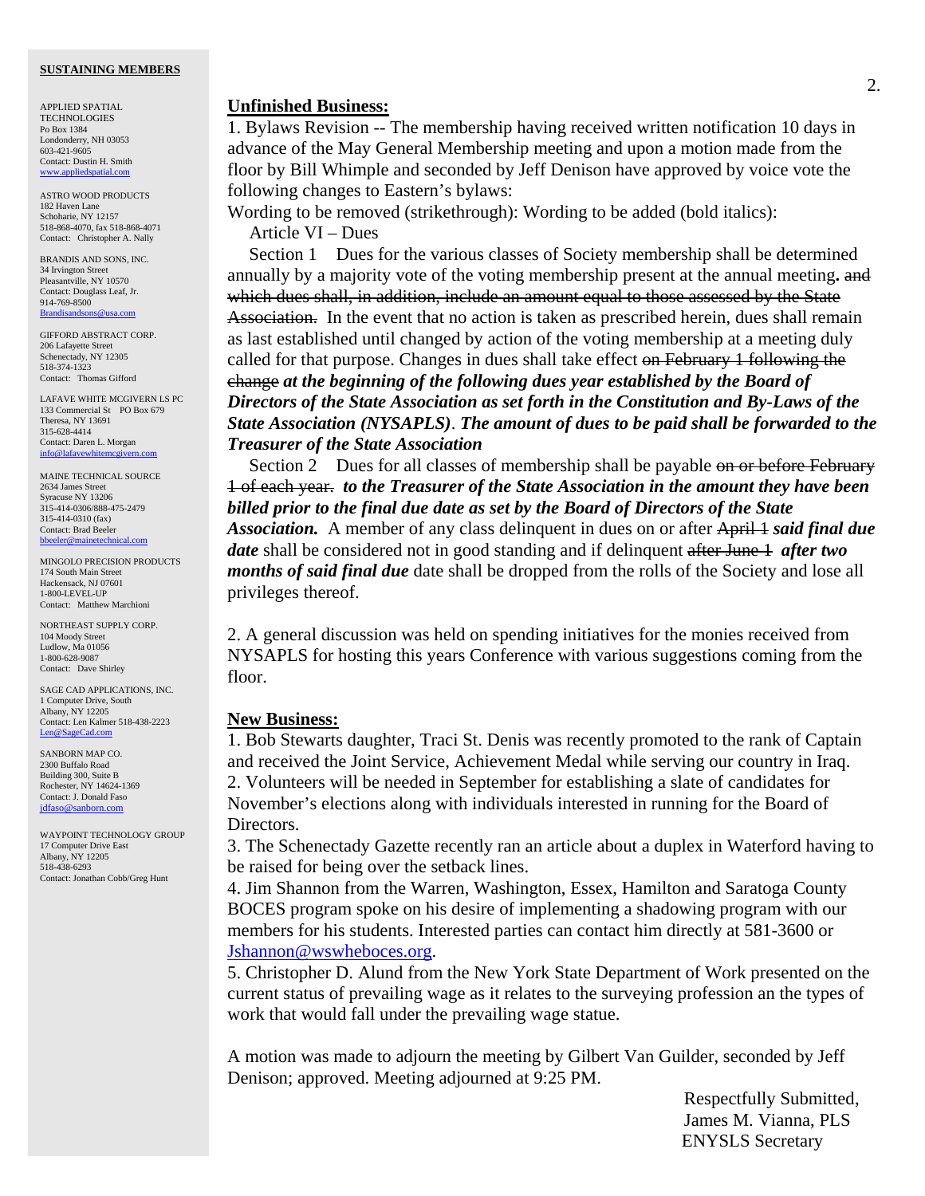**SUSTAINING MEMBERS**

APPLIED SPATIAL TECHNOLOGIES
Po Box 1384
Londonderry, NH 03053
603-421-9605
Contact: Dustin H. Smith
www.appliedspatial.com

ASTRO WOOD PRODUCTS
182 Haven Lane
Schoharie, NY 12157
518-868-4070, fax 518-868-4071
Contact: Christopher A. Nally

BRANDIS AND SONS, INC.
34 Irvington Street
Pleasantville, NY 10570
Contact: Douglass Leaf, Jr.
914-769-8500
Brandisandsons@usa.com

GIFFORD ABSTRACT CORP.
206 Lafayette Street
Schenectady, NY 12305
518-374-1323
Contact: Thomas Gifford

LAFAVE WHITE MCGIVERN LS PC
133 Commercial St PO Box 679
Theresa, NY 13691
315-628-4414
Contact: Daren L. Morgan
info@lafavewhitemcgivern.com

MAINE TECHNICAL SOURCE
2634 James Street
Syracuse NY 13206
315-414-0306/888-475-2479
315-414-0310 (fax)
Contact: Brad Beeler
bbeeler@mainetechnical.com

MINGOLO PRECISION PRODUCTS
174 South Main Street
Hackensack, NJ 07601
1-800-LEVEL-UP
Contact: Matthew Marchioni

NORTHEAST SUPPLY CORP.
104 Moody Street
Ludlow, Ma 01056
1-800-628-9087
Contact: Dave Shirley

SAGE CAD APPLICATIONS, INC.
1 Computer Drive, South
Albany, NY 12205
Contact: Len Kalmer 518-438-2223
Len@SageCad.com

SANBORN MAP CO.
2300 Buffalo Road
Building 300, Suite B
Rochester, NY 14624-1369
Contact: J. Donald Faso
jdfaso@sanborn.com

WAYPOINT TECHNOLOGY GROUP
17 Computer Drive East
Albany, NY 12205
518-438-6293
Contact: Jonathan Cobb/Greg Hunt

**Unfinished Business:**

1. Bylaws Revision -- The membership having received written notification 10 days in advance of the May General Membership meeting and upon a motion made from the floor by Bill Whimple and seconded by Jeff Denison have approved by voice vote the following changes to Eastern's bylaws:

Wording to be removed (strikethrough): Wording to be added (bold italics):

Article VI – Dues

Section 1 Dues for the various classes of Society membership shall be determined annually by a majority vote of the voting membership present at the annual meeting**.** ~~and which dues shall, in addition, include an amount equal to those assessed by the State Association.~~ In the event that no action is taken as prescribed herein, dues shall remain as last established until changed by action of the voting membership at a meeting duly called for that purpose. Changes in dues shall take effect ~~on February 1 following the change~~ ***at the beginning of the following dues year established by the Board of Directors of the State Association as set forth in the Constitution and By-Laws of the State Association (NYSAPLS)***. ***The amount of dues to be paid shall be forwarded to the Treasurer of the State Association***

Section 2 Dues for all classes of membership shall be payable ~~on or before February 1 of each year.~~ ***to the Treasurer of the State Association in the amount they have been billed prior to the final due date as set by the Board of Directors of the State Association.*** A member of any class delinquent in dues on or after ~~April 1~~ ***said final due date*** shall be considered not in good standing and if delinquent ~~after June 1~~ ***after two months of said final due*** date shall be dropped from the rolls of the Society and lose all privileges thereof.

2. A general discussion was held on spending initiatives for the monies received from NYSAPLS for hosting this years Conference with various suggestions coming from the floor.

**New Business:**

1. Bob Stewarts daughter, Traci St. Denis was recently promoted to the rank of Captain and received the Joint Service, Achievement Medal while serving our country in Iraq.
2. Volunteers will be needed in September for establishing a slate of candidates for November's elections along with individuals interested in running for the Board of Directors.
3. The Schenectady Gazette recently ran an article about a duplex in Waterford having to be raised for being over the setback lines.
4. Jim Shannon from the Warren, Washington, Essex, Hamilton and Saratoga County BOCES program spoke on his desire of implementing a shadowing program with our members for his students. Interested parties can contact him directly at 581-3600 or Jshannon@wswheboces.org.
5. Christopher D. Alund from the New York State Department of Work presented on the current status of prevailing wage as it relates to the surveying profession an the types of work that would fall under the prevailing wage statue.

A motion was made to adjourn the meeting by Gilbert Van Guilder, seconded by Jeff Denison; approved. Meeting adjourned at 9:25 PM.

Respectfully Submitted,
James M. Vianna, PLS
ENYSLS Secretary